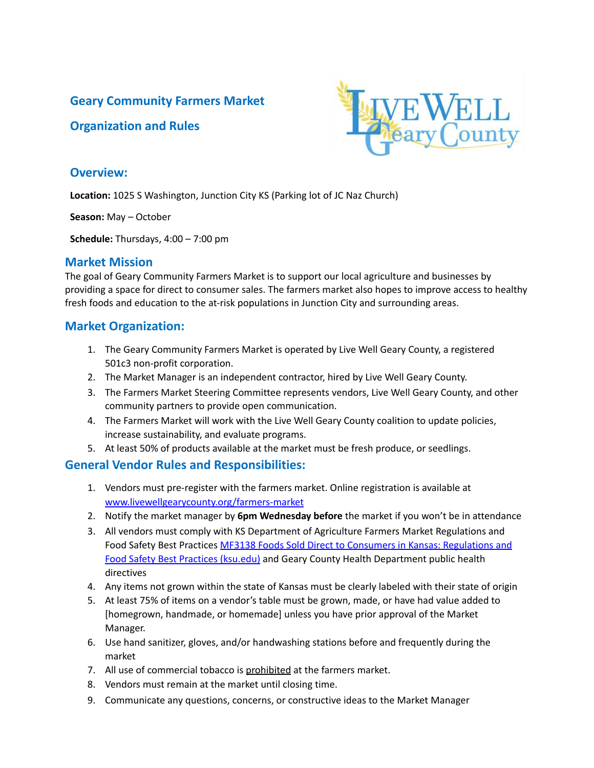# Geary Community Farmers Market

# Organization and Rules

## Overview:

**Location:** 1025 S Washington, Junction City KS (Parking lot of JC Naz Church)

**Season:** May – October

**Schedule:** Thursdays, 4:00 – 7:00 pm

## Market Mission

The goal of Geary Community Farmers Market is to support our local agriculture and businesses by providing a space for direct to consumer sales. The farmers market also hopes to improve access to healthy fresh foods and education to the at-risk populations in Junction City and surrounding areas.

## Market Organization:

1. The Geary Community Farmers Market is operated by Live Well Geary County, a registered 501c3 non-profit corporation.
2. The Market Manager is an independent contractor, hired by Live Well Geary County.
3. The Farmers Market Steering Committee represents vendors, Live Well Geary County, and other community partners to provide open communication.
4. The Farmers Market will work with the Live Well Geary County coalition to update policies, increase sustainability, and evaluate programs.
5. At least 50% of products available at the market must be fresh produce, or seedlings.

## General Vendor Rules and Responsibilities:

1. Vendors must pre-register with the farmers market. Online registration is available at [www.livewellgearycounty.org/farmers-market](http://www.livewellgearycounty.org/farmers-market)
2. Notify the market manager by **6pm Wednesday before** the market if you won't be in attendance
3. All vendors must comply with KS Department of Agriculture Farmers Market Regulations and Food Safety Best Practices [MF3138 Foods Sold Direct to Consumers in Kansas: Regulations and Food Safety Best Practices (ksu.edu)]() and Geary County Health Department public health directives
4. Any items not grown within the state of Kansas must be clearly labeled with their state of origin
5. At least 75% of items on a vendor's table must be grown, made, or have had value added to [homegrown, handmade, or homemade] unless you have prior approval of the Market Manager.
6. Use hand sanitizer, gloves, and/or handwashing stations before and frequently during the market
7. All use of commercial tobacco is prohibited at the farmers market.
8. Vendors must remain at the market until closing time.
9. Communicate any questions, concerns, or constructive ideas to the Market Manager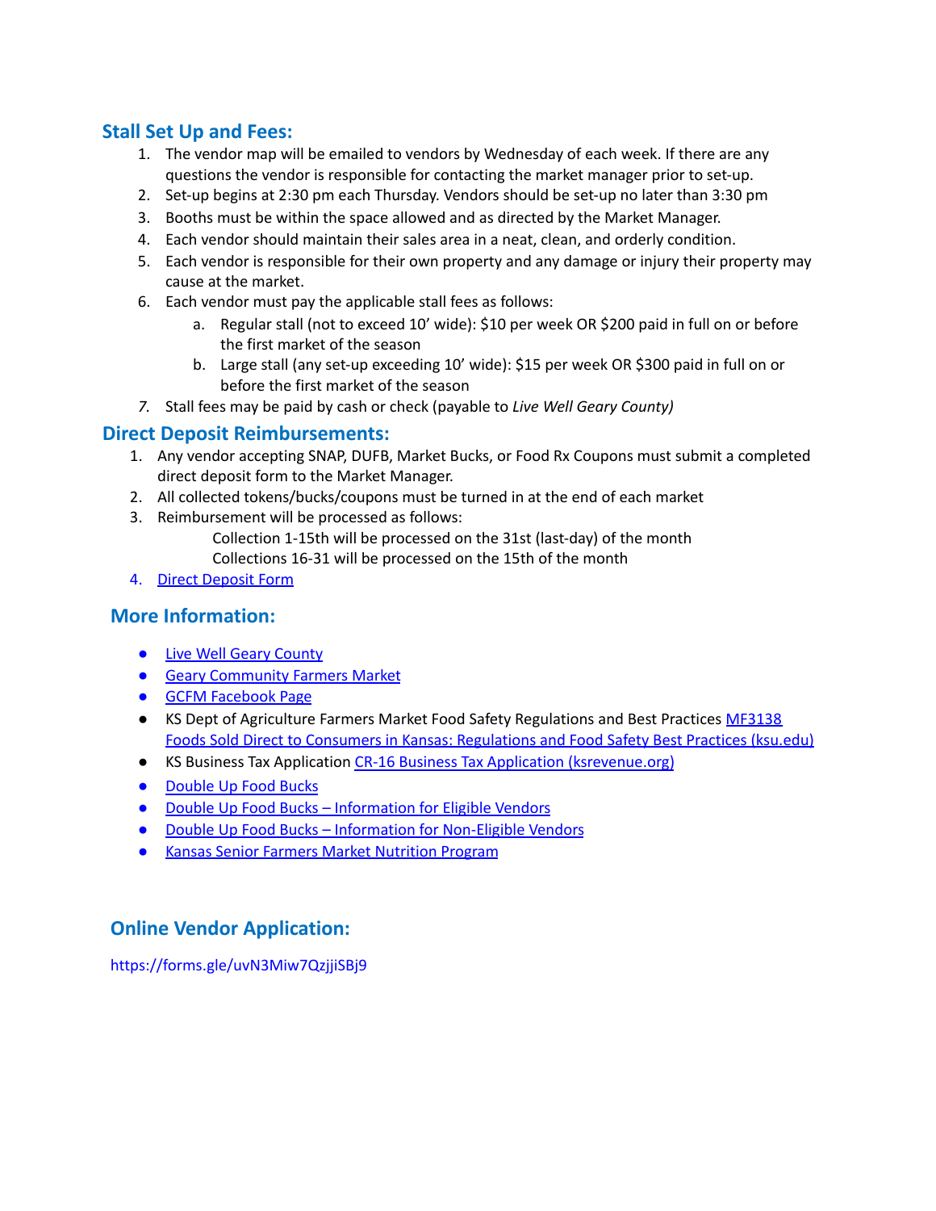## Stall Set Up and Fees:

1. The vendor map will be emailed to vendors by Wednesday of each week. If there are any questions the vendor is responsible for contacting the market manager prior to set-up.
2. Set-up begins at 2:30 pm each Thursday. Vendors should be set-up no later than 3:30 pm
3. Booths must be within the space allowed and as directed by the Market Manager.
4. Each vendor should maintain their sales area in a neat, clean, and orderly condition.
5. Each vendor is responsible for their own property and any damage or injury their property may cause at the market.
6. Each vendor must pay the applicable stall fees as follows:
   a. Regular stall (not to exceed 10' wide): $10 per week OR $200 paid in full on or before the first market of the season
   b. Large stall (any set-up exceeding 10' wide): $15 per week OR $300 paid in full on or before the first market of the season
7. Stall fees may be paid by cash or check (payable to *Live Well Geary County)*

## Direct Deposit Reimbursements:

1. Any vendor accepting SNAP, DUFB, Market Bucks, or Food Rx Coupons must submit a completed direct deposit form to the Market Manager.
2. All collected tokens/bucks/coupons must be turned in at the end of each market
3. Reimbursement will be processed as follows:
   Collection 1-15th will be processed on the 31st (last-day) of the month
   Collections 16-31 will be processed on the 15th of the month
4. Direct Deposit Form

## More Information:

- Live Well Geary County
- Geary Community Farmers Market
- GCFM Facebook Page
- KS Dept of Agriculture Farmers Market Food Safety Regulations and Best Practices MF3138 Foods Sold Direct to Consumers in Kansas: Regulations and Food Safety Best Practices (ksu.edu)
- KS Business Tax Application CR-16 Business Tax Application (ksrevenue.org)
- Double Up Food Bucks
- Double Up Food Bucks – Information for Eligible Vendors
- Double Up Food Bucks – Information for Non-Eligible Vendors
- Kansas Senior Farmers Market Nutrition Program

## Online Vendor Application:

https://forms.gle/uvN3Miw7QzjjiSBj9